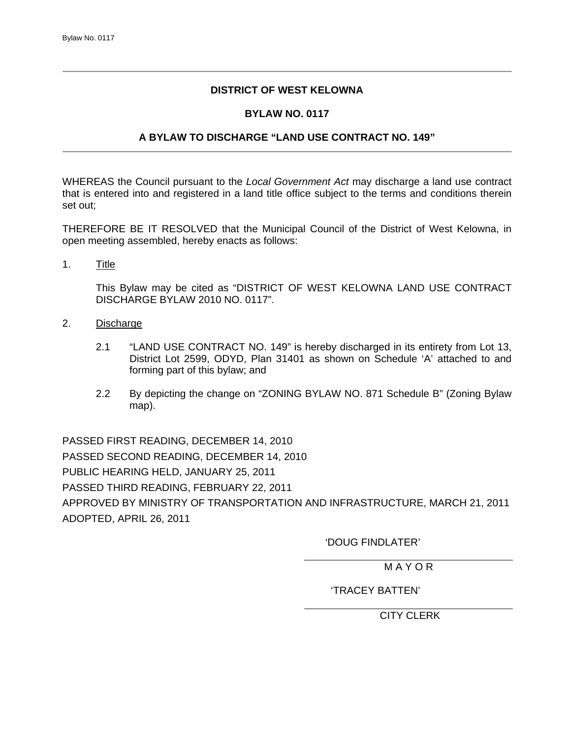# DISTRICT OF WEST KELOWNA

## BYLAW NO. 0117

## A BYLAW TO DISCHARGE "LAND USE CONTRACT NO. 149"

WHEREAS the Council pursuant to the *Local Government Act* may discharge a land use contract that is entered into and registered in a land title office subject to the terms and conditions therein set out;

THEREFORE BE IT RESOLVED that the Municipal Council of the District of West Kelowna, in open meeting assembled, hereby enacts as follows:

1. Title

   This Bylaw may be cited as "DISTRICT OF WEST KELOWNA LAND USE CONTRACT DISCHARGE BYLAW 2010 NO. 0117".

2. Discharge

   2.1 "LAND USE CONTRACT NO. 149" is hereby discharged in its entirety from Lot 13, District Lot 2599, ODYD, Plan 31401 as shown on Schedule 'A' attached to and forming part of this bylaw; and

   2.2 By depicting the change on "ZONING BYLAW NO. 871 Schedule B" (Zoning Bylaw map).

PASSED FIRST READING, DECEMBER 14, 2010

PASSED SECOND READING, DECEMBER 14, 2010

PUBLIC HEARING HELD, JANUARY 25, 2011

PASSED THIRD READING, FEBRUARY 22, 2011

APPROVED BY MINISTRY OF TRANSPORTATION AND INFRASTRUCTURE, MARCH 21, 2011

ADOPTED, APRIL 26, 2011

'DOUG FINDLATER'

M A Y O R

'TRACEY BATTEN'

CITY CLERK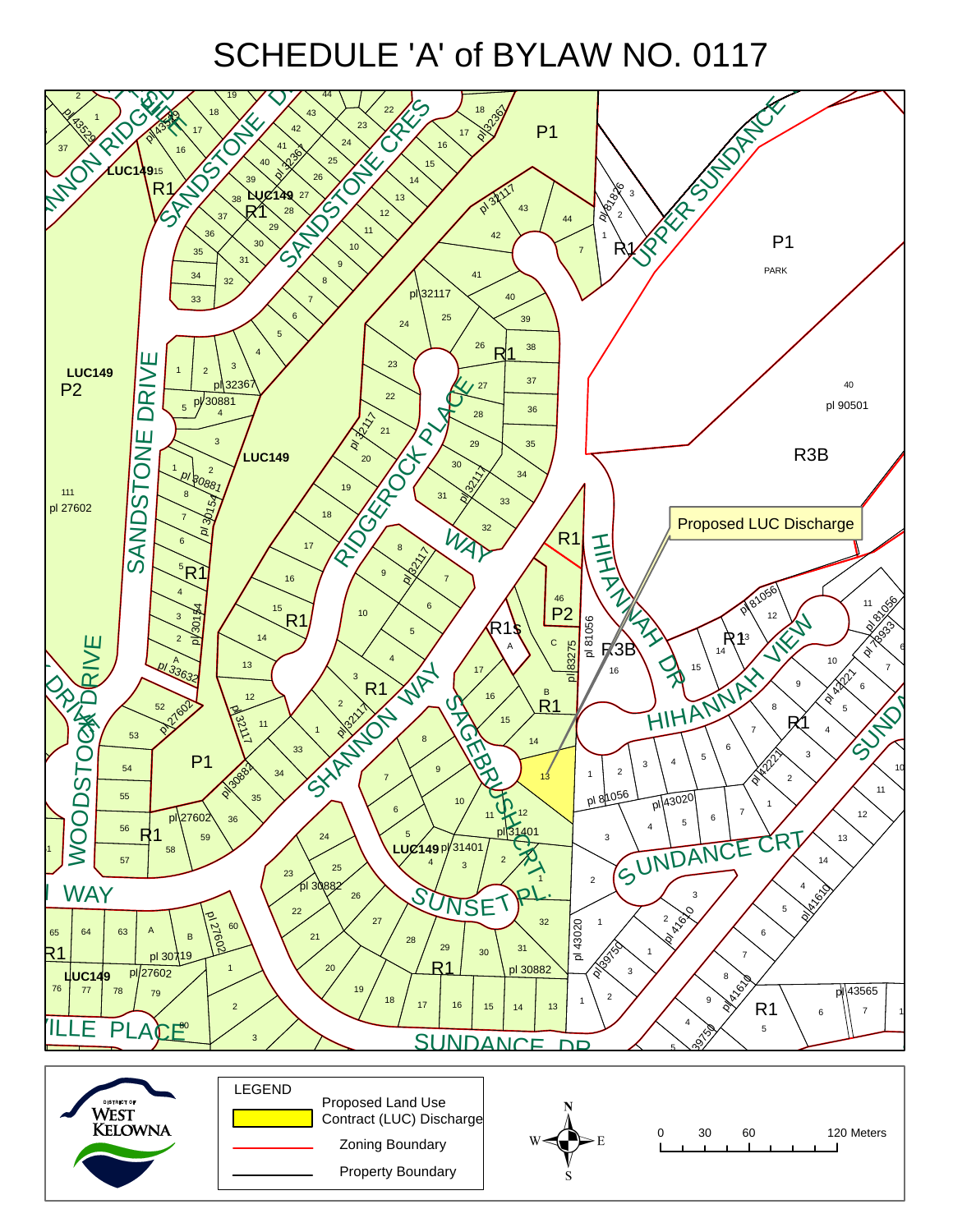# SCHEDULE 'A' of BYLAW NO. 0117

Proposed LUC Discharge

LEGEND

Proposed Land Use Contract (LUC) Discharge

Zoning Boundary

Property Boundary

DISTRICT OF WEST KELOWNA

0 30 60 120 Meters